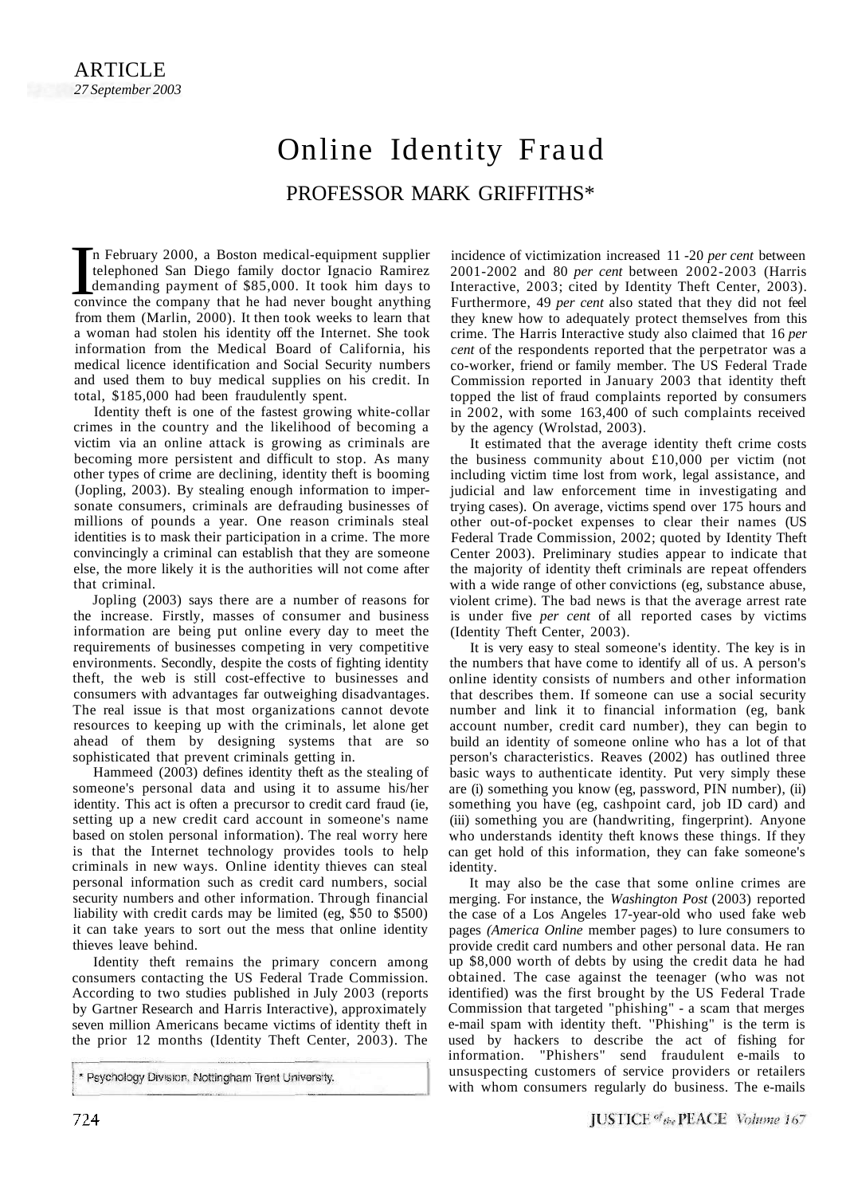ARTICLE
*27 September 2003*

# Online Identity Fraud

## PROFESSOR MARK GRIFFITHS*

In February 2000, a Boston medical-equipment supplier telephoned San Diego family doctor Ignacio Ramirez demanding payment of $85,000. It took him days to convince the company that he had never bought anything from them (Marlin, 2000). It then took weeks to learn that a woman had stolen his identity off the Internet. She took information from the Medical Board of California, his medical licence identification and Social Security numbers and used them to buy medical supplies on his credit. In total, $185,000 had been fraudulently spent.

Identity theft is one of the fastest growing white-collar crimes in the country and the likelihood of becoming a victim via an online attack is growing as criminals are becoming more persistent and difficult to stop. As many other types of crime are declining, identity theft is booming (Jopling, 2003). By stealing enough information to impersonate consumers, criminals are defrauding businesses of millions of pounds a year. One reason criminals steal identities is to mask their participation in a crime. The more convincingly a criminal can establish that they are someone else, the more likely it is the authorities will not come after that criminal.

Jopling (2003) says there are a number of reasons for the increase. Firstly, masses of consumer and business information are being put online every day to meet the requirements of businesses competing in very competitive environments. Secondly, despite the costs of fighting identity theft, the web is still cost-effective to businesses and consumers with advantages far outweighing disadvantages. The real issue is that most organizations cannot devote resources to keeping up with the criminals, let alone get ahead of them by designing systems that are so sophisticated that prevent criminals getting in.

Hammeed (2003) defines identity theft as the stealing of someone's personal data and using it to assume his/her identity. This act is often a precursor to credit card fraud (ie, setting up a new credit card account in someone's name based on stolen personal information). The real worry here is that the Internet technology provides tools to help criminals in new ways. Online identity thieves can steal personal information such as credit card numbers, social security numbers and other information. Through financial liability with credit cards may be limited (eg, $50 to $500) it can take years to sort out the mess that online identity thieves leave behind.

Identity theft remains the primary concern among consumers contacting the US Federal Trade Commission. According to two studies published in July 2003 (reports by Gartner Research and Harris Interactive), approximately seven million Americans became victims of identity theft in the prior 12 months (Identity Theft Center, 2003). The incidence of victimization increased 11 -20 *per cent* between 2001-2002 and 80 *per cent* between 2002-2003 (Harris Interactive, 2003; cited by Identity Theft Center, 2003). Furthermore, 49 *per cent* also stated that they did not feel they knew how to adequately protect themselves from this crime. The Harris Interactive study also claimed that 16 *per cent* of the respondents reported that the perpetrator was a co-worker, friend or family member. The US Federal Trade Commission reported in January 2003 that identity theft topped the list of fraud complaints reported by consumers in 2002, with some 163,400 of such complaints received by the agency (Wrolstad, 2003).

It estimated that the average identity theft crime costs the business community about £10,000 per victim (not including victim time lost from work, legal assistance, and judicial and law enforcement time in investigating and trying cases). On average, victims spend over 175 hours and other out-of-pocket expenses to clear their names (US Federal Trade Commission, 2002; quoted by Identity Theft Center 2003). Preliminary studies appear to indicate that the majority of identity theft criminals are repeat offenders with a wide range of other convictions (eg, substance abuse, violent crime). The bad news is that the average arrest rate is under five *per cent* of all reported cases by victims (Identity Theft Center, 2003).

It is very easy to steal someone's identity. The key is in the numbers that have come to identify all of us. A person's online identity consists of numbers and other information that describes them. If someone can use a social security number and link it to financial information (eg, bank account number, credit card number), they can begin to build an identity of someone online who has a lot of that person's characteristics. Reaves (2002) has outlined three basic ways to authenticate identity. Put very simply these are (i) something you know (eg, password, PIN number), (ii) something you have (eg, cashpoint card, job ID card) and (iii) something you are (handwriting, fingerprint). Anyone who understands identity theft knows these things. If they can get hold of this information, they can fake someone's identity.

It may also be the case that some online crimes are merging. For instance, the *Washington Post* (2003) reported the case of a Los Angeles 17-year-old who used fake web pages *(America Online* member pages) to lure consumers to provide credit card numbers and other personal data. He ran up $8,000 worth of debts by using the credit data he had obtained. The case against the teenager (who was not identified) was the first brought by the US Federal Trade Commission that targeted "phishing" - a scam that merges e-mail spam with identity theft. "Phishing" is the term is used by hackers to describe the act of fishing for information. "Phishers" send fraudulent e-mails to unsuspecting customers of service providers or retailers with whom consumers regularly do business. The e-mails

\* Psychology Division, Nottingham Trent University.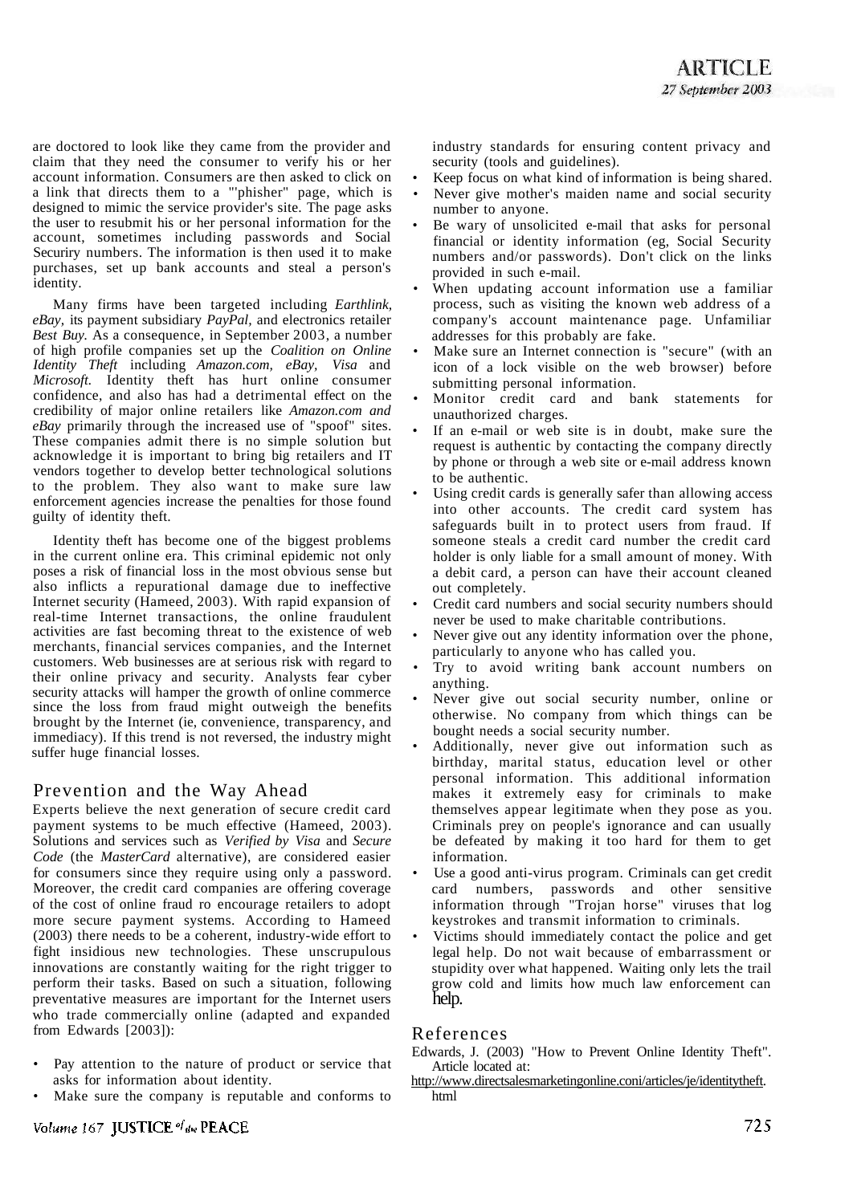are doctored to look like they came from the provider and claim that they need the consumer to verify his or her account information. Consumers are then asked to click on a link that directs them to a "'phisher" page, which is designed to mimic the service provider's site. The page asks the user to resubmit his or her personal information for the account, sometimes including passwords and Social Securiry numbers. The information is then used it to make purchases, set up bank accounts and steal a person's identity.

Many firms have been targeted including *Earthlink, eBay,* its payment subsidiary *PayPal,* and electronics retailer *Best Buy.* As a consequence, in September 2003, a number of high profile companies set up the *Coalition on Online Identity Theft* including *Amazon.com, eBay, Visa* and *Microsoft.* Identity theft has hurt online consumer confidence, and also has had a detrimental effect on the credibility of major online retailers like *Amazon.com and eBay* primarily through the increased use of "spoof" sites. These companies admit there is no simple solution but acknowledge it is important to bring big retailers and IT vendors together to develop better technological solutions to the problem. They also want to make sure law enforcement agencies increase the penalties for those found guilty of identity theft.

Identity theft has become one of the biggest problems in the current online era. This criminal epidemic not only poses a risk of financial loss in the most obvious sense but also inflicts a repurational damage due to ineffective Internet security (Hameed, 2003). With rapid expansion of real-time Internet transactions, the online fraudulent activities are fast becoming threat to the existence of web merchants, financial services companies, and the Internet customers. Web businesses are at serious risk with regard to their online privacy and security. Analysts fear cyber security attacks will hamper the growth of online commerce since the loss from fraud might outweigh the benefits brought by the Internet (ie, convenience, transparency, and immediacy). If this trend is not reversed, the industry might suffer huge financial losses.

## Prevention and the Way Ahead

Experts believe the next generation of secure credit card payment systems to be much effective (Hameed, 2003). Solutions and services such as *Verified by Visa* and *Secure Code* (the *MasterCard* alternative), are considered easier for consumers since they require using only a password. Moreover, the credit card companies are offering coverage of the cost of online fraud ro encourage retailers to adopt more secure payment systems. According to Hameed (2003) there needs to be a coherent, industry-wide effort to fight insidious new technologies. These unscrupulous innovations are constantly waiting for the right trigger to perform their tasks. Based on such a situation, following preventative measures are important for the Internet users who trade commercially online (adapted and expanded from Edwards [2003]):

- Pay attention to the nature of product or service that asks for information about identity.
- Make sure the company is reputable and conforms to industry standards for ensuring content privacy and security (tools and guidelines).
- Keep focus on what kind of information is being shared.
- Never give mother's maiden name and social security number to anyone.
- Be wary of unsolicited e-mail that asks for personal financial or identity information (eg, Social Security numbers and/or passwords). Don't click on the links provided in such e-mail.
- When updating account information use a familiar process, such as visiting the known web address of a company's account maintenance page. Unfamiliar addresses for this probably are fake.
- Make sure an Internet connection is "secure" (with an icon of a lock visible on the web browser) before submitting personal information.
- Monitor credit card and bank statements for unauthorized charges.
- If an e-mail or web site is in doubt, make sure the request is authentic by contacting the company directly by phone or through a web site or e-mail address known to be authentic.
- Using credit cards is generally safer than allowing access into other accounts. The credit card system has safeguards built in to protect users from fraud. If someone steals a credit card number the credit card holder is only liable for a small amount of money. With a debit card, a person can have their account cleaned out completely.
- Credit card numbers and social security numbers should never be used to make charitable contributions.
- Never give out any identity information over the phone, particularly to anyone who has called you.
- Try to avoid writing bank account numbers on anything.
- Never give out social security number, online or otherwise. No company from which things can be bought needs a social security number.
- Additionally, never give out information such as birthday, marital status, education level or other personal information. This additional information makes it extremely easy for criminals to make themselves appear legitimate when they pose as you. Criminals prey on people's ignorance and can usually be defeated by making it too hard for them to get information.
- Use a good anti-virus program. Criminals can get credit card numbers, passwords and other sensitive information through "Trojan horse" viruses that log keystrokes and transmit information to criminals.
- Victims should immediately contact the police and get legal help. Do not wait because of embarrassment or stupidity over what happened. Waiting only lets the trail grow cold and limits how much law enforcement can help.

## References

Edwards, J. (2003) "How to Prevent Online Identity Theft". Article located at: http://www.directsalesmarketingonline.coni/articles/je/identitytheft.html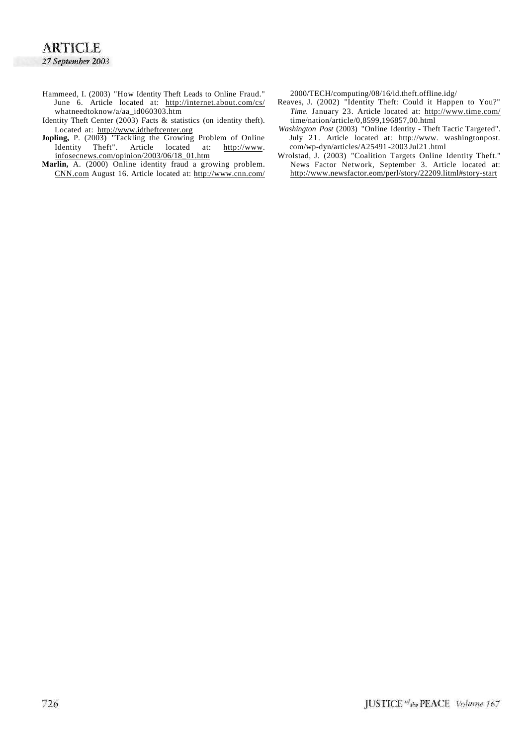Hammeed, I. (2003) "How Identity Theft Leads to Online Fraud." June 6. Article located at: http://internet.about.com/cs/whatneedtoknow/a/aa_id060303.htm

Identity Theft Center (2003) Facts & statistics (on identity theft). Located at: http://www.idtheftcenter.org

**Jopling,** P. (2003) "Tackling the Growing Problem of Online Identity Theft". Article located at: http://www.infosecnews.com/opinion/2003/06/18_01.htm

**Marlin,** A. (2000) Online identity fraud a growing problem. CNN.com August 16. Article located at: http://www.cnn.com/2000/TECH/computing/08/16/id.theft.offline.idg/

Reaves, J. (2002) "Identity Theft: Could it Happen to You?" *Time.* January 23. Article located at: http://www.time.com/time/nation/article/0,8599,196857,00.html

*Washington Post* (2003) "Online Identity - Theft Tactic Targeted". July 21. Article located at: http://www. washingtonpost.com/wp-dyn/articles/A25491-2003Jul21.html

Wrolstad, J. (2003) "Coalition Targets Online Identity Theft." News Factor Network, September 3. Article located at: http://www.newsfactor.eom/perl/story/22209.litml#story-start